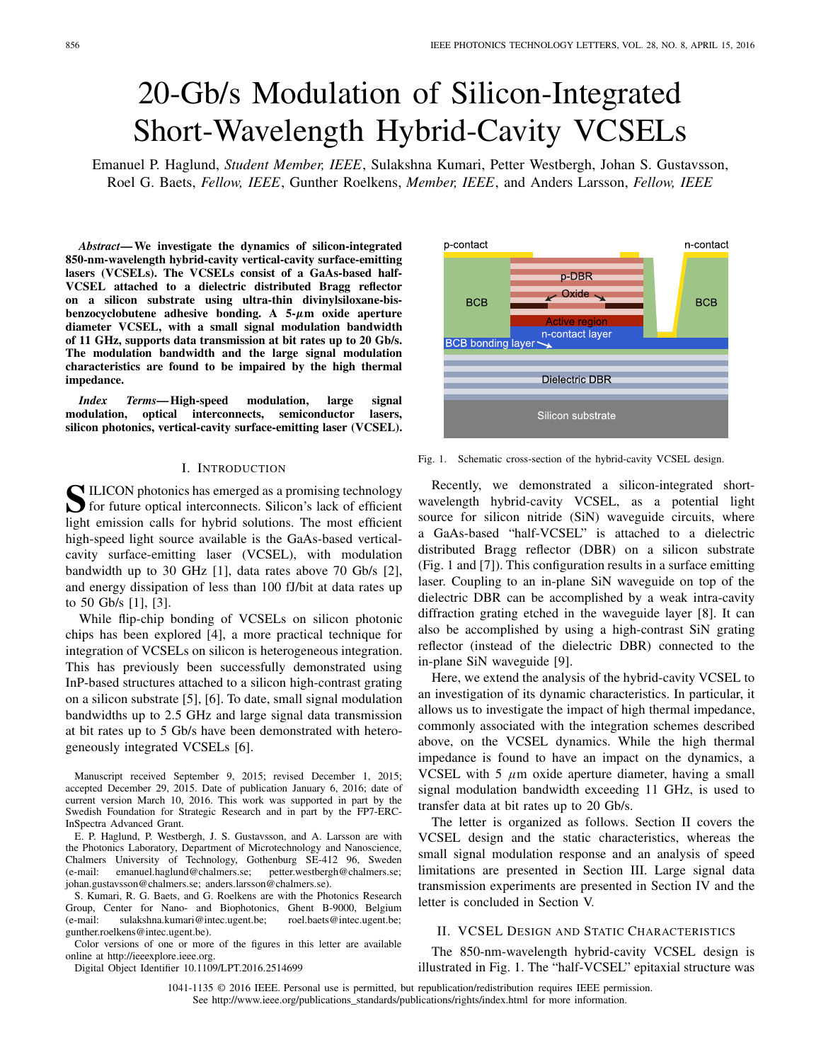# 20-Gb/s Modulation of Silicon-Integrated Short-Wavelength Hybrid-Cavity VCSELs

Emanuel P. Haglund, *Student Member, IEEE*, Sulakshna Kumari, Petter Westbergh, Johan S. Gustavsson, Roel G. Baets, *Fellow, IEEE*, Gunther Roelkens, *Member, IEEE*, and Anders Larsson, *Fellow, IEEE*

***Abstract*— We investigate the dynamics of silicon-integrated 850-nm-wavelength hybrid-cavity vertical-cavity surface-emitting lasers (VCSELs). The VCSELs consist of a GaAs-based half-VCSEL attached to a dielectric distributed Bragg reflector on a silicon substrate using ultra-thin divinylsiloxane-bis-benzocyclobutene adhesive bonding. A 5-$\mu$m oxide aperture diameter VCSEL, with a small signal modulation bandwidth of 11 GHz, supports data transmission at bit rates up to 20 Gb/s. The modulation bandwidth and the large signal modulation characteristics are found to be impaired by the high thermal impedance.**

***Index Terms*— High-speed modulation, large signal modulation, optical interconnects, semiconductor lasers, silicon photonics, vertical-cavity surface-emitting laser (VCSEL).**

## I. Introduction

Silicon photonics has emerged as a promising technology for future optical interconnects. Silicon's lack of efficient light emission calls for hybrid solutions. The most efficient high-speed light source available is the GaAs-based vertical-cavity surface-emitting laser (VCSEL), with modulation bandwidth up to 30 GHz [1], data rates above 70 Gb/s [2], and energy dissipation of less than 100 fJ/bit at data rates up to 50 Gb/s [1], [3].

While flip-chip bonding of VCSELs on silicon photonic chips has been explored [4], a more practical technique for integration of VCSELs on silicon is heterogeneous integration. This has previously been successfully demonstrated using InP-based structures attached to a silicon high-contrast grating on a silicon substrate [5], [6]. To date, small signal modulation bandwidths up to 2.5 GHz and large signal data transmission at bit rates up to 5 Gb/s have been demonstrated with heterogeneously integrated VCSELs [6].

Manuscript received September 9, 2015; revised December 1, 2015; accepted December 29, 2015. Date of publication January 6, 2016; date of current version March 10, 2016. This work was supported in part by the Swedish Foundation for Strategic Research and in part by the FP7-ERC-InSpectra Advanced Grant.

E. P. Haglund, P. Westbergh, J. S. Gustavsson, and A. Larsson are with the Photonics Laboratory, Department of Microtechnology and Nanoscience, Chalmers University of Technology, Gothenburg SE-412 96, Sweden (e-mail: emanuel.haglund@chalmers.se; petter.westbergh@chalmers.se; johan.gustavsson@chalmers.se; anders.larsson@chalmers.se).

S. Kumari, R. G. Baets, and G. Roelkens are with the Photonics Research Group, Center for Nano- and Biophotonics, Ghent B-9000, Belgium (e-mail: sulakshna.kumari@intec.ugent.be; roel.baets@intec.ugent.be; gunther.roelkens@intec.ugent.be).

Color versions of one or more of the figures in this letter are available online at http://ieeexplore.ieee.org.

Digital Object Identifier 10.1109/LPT.2016.2514699

Fig. 1. Schematic cross-section of the hybrid-cavity VCSEL design.

Recently, we demonstrated a silicon-integrated short-wavelength hybrid-cavity VCSEL, as a potential light source for silicon nitride (SiN) waveguide circuits, where a GaAs-based "half-VCSEL" is attached to a dielectric distributed Bragg reflector (DBR) on a silicon substrate (Fig. 1 and [7]). This configuration results in a surface emitting laser. Coupling to an in-plane SiN waveguide on top of the dielectric DBR can be accomplished by a weak intra-cavity diffraction grating etched in the waveguide layer [8]. It can also be accomplished by using a high-contrast SiN grating reflector (instead of the dielectric DBR) connected to the in-plane SiN waveguide [9].

Here, we extend the analysis of the hybrid-cavity VCSEL to an investigation of its dynamic characteristics. In particular, it allows us to investigate the impact of high thermal impedance, commonly associated with the integration schemes described above, on the VCSEL dynamics. While the high thermal impedance is found to have an impact on the dynamics, a VCSEL with 5 $\mu$m oxide aperture diameter, having a small signal modulation bandwidth exceeding 11 GHz, is used to transfer data at bit rates up to 20 Gb/s.

The letter is organized as follows. Section II covers the VCSEL design and the static characteristics, whereas the small signal modulation response and an analysis of speed limitations are presented in Section III. Large signal data transmission experiments are presented in Section IV and the letter is concluded in Section V.

## II. VCSEL Design and Static Characteristics

The 850-nm-wavelength hybrid-cavity VCSEL design is illustrated in Fig. 1. The "half-VCSEL" epitaxial structure was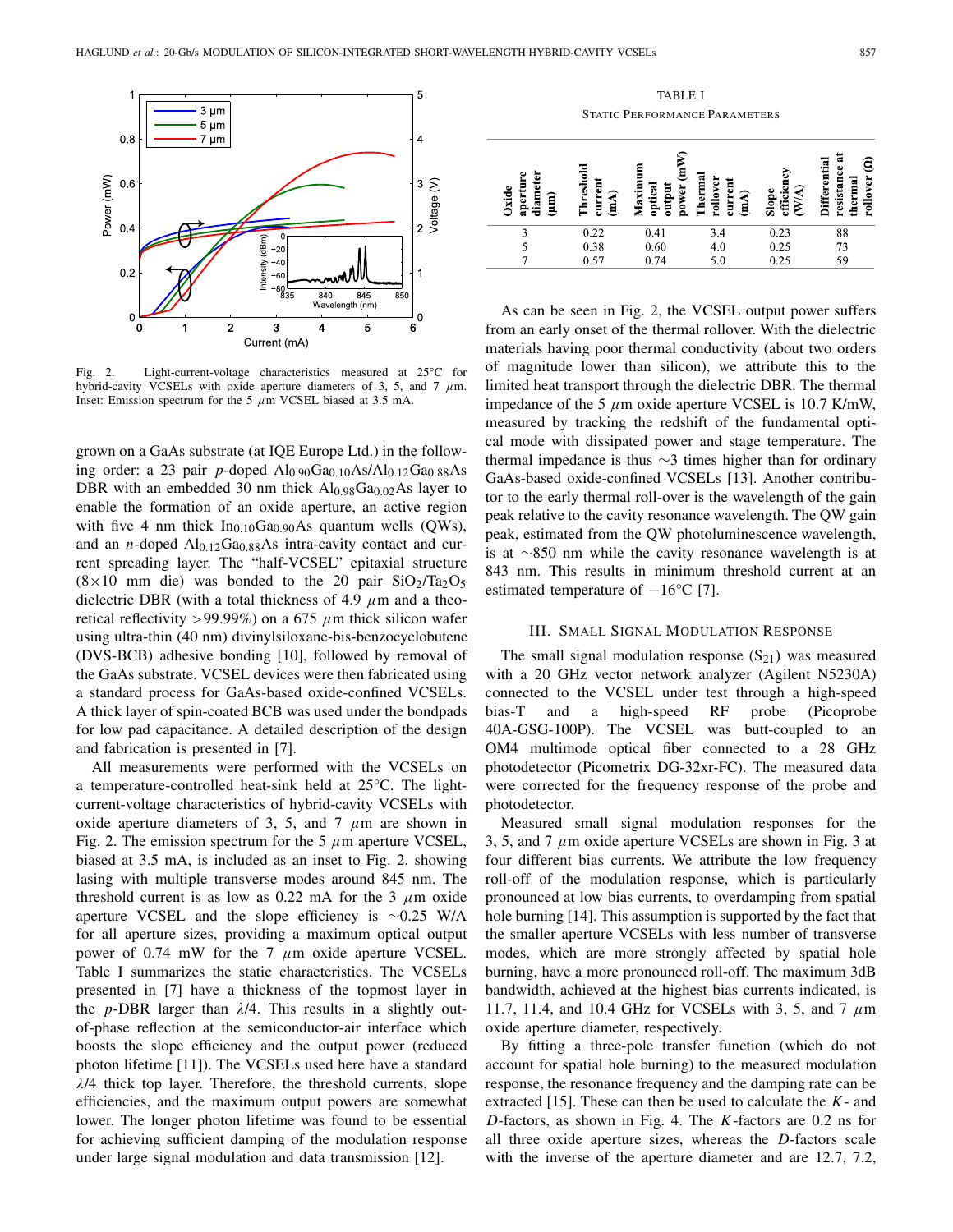Fig. 2. Light-current-voltage characteristics measured at 25°C for hybrid-cavity VCSELs with oxide aperture diameters of 3, 5, and 7 $\mu$m. Inset: Emission spectrum for the 5 $\mu$m VCSEL biased at 3.5 mA.

grown on a GaAs substrate (at IQE Europe Ltd.) in the following order: a 23 pair $p$-doped $Al_{0.90}Ga_{0.10}As/Al_{0.12}Ga_{0.88}As$ DBR with an embedded 30 nm thick $Al_{0.98}Ga_{0.02}As$ layer to enable the formation of an oxide aperture, an active region with five 4 nm thick $In_{0.10}Ga_{0.90}As$ quantum wells (QWs), and an $n$-doped $Al_{0.12}Ga_{0.88}As$ intra-cavity contact and current spreading layer. The "half-VCSEL" epitaxial structure (8×10 mm die) was bonded to the 20 pair $SiO_2/Ta_2O_5$ dielectric DBR (with a total thickness of 4.9 $\mu$m and a theoretical reflectivity >99.99%) on a 675 $\mu$m thick silicon wafer using ultra-thin (40 nm) divinylsiloxane-bis-benzocyclobutene (DVS-BCB) adhesive bonding [10], followed by removal of the GaAs substrate. VCSEL devices were then fabricated using a standard process for GaAs-based oxide-confined VCSELs. A thick layer of spin-coated BCB was used under the bondpads for low pad capacitance. A detailed description of the design and fabrication is presented in [7].

All measurements were performed with the VCSELs on a temperature-controlled heat-sink held at 25°C. The light-current-voltage characteristics of hybrid-cavity VCSELs with oxide aperture diameters of 3, 5, and 7 $\mu$m are shown in Fig. 2. The emission spectrum for the 5 $\mu$m aperture VCSEL, biased at 3.5 mA, is included as an inset to Fig. 2, showing lasing with multiple transverse modes around 845 nm. The threshold current is as low as 0.22 mA for the 3 $\mu$m oxide aperture VCSEL and the slope efficiency is ~0.25 W/A for all aperture sizes, providing a maximum optical output power of 0.74 mW for the 7 $\mu$m oxide aperture VCSEL. Table I summarizes the static characteristics. The VCSELs presented in [7] have a thickness of the topmost layer in the $p$-DBR larger than $\lambda/4$. This results in a slightly out-of-phase reflection at the semiconductor-air interface which boosts the slope efficiency and the output power (reduced photon lifetime [11]). The VCSELs used here have a standard $\lambda/4$ thick top layer. Therefore, the threshold currents, slope efficiencies, and the maximum output powers are somewhat lower. The longer photon lifetime was found to be essential for achieving sufficient damping of the modulation response under large signal modulation and data transmission [12].

TABLE I
STATIC PERFORMANCE PARAMETERS

| Oxide aperture diameter (μm) | Threshold current (mA) | Maximum optical output power (mW) | Thermal rollover current (mA) | Slope efficiency (W/A) | Differential resistance at thermal rollover (Ω) |
|---|---|---|---|---|---|
| 3 | 0.22 | 0.41 | 3.4 | 0.23 | 88 |
| 5 | 0.38 | 0.60 | 4.0 | 0.25 | 73 |
| 7 | 0.57 | 0.74 | 5.0 | 0.25 | 59 |

As can be seen in Fig. 2, the VCSEL output power suffers from an early onset of the thermal rollover. With the dielectric materials having poor thermal conductivity (about two orders of magnitude lower than silicon), we attribute this to the limited heat transport through the dielectric DBR. The thermal impedance of the 5 $\mu$m oxide aperture VCSEL is 10.7 K/mW, measured by tracking the redshift of the fundamental optical mode with dissipated power and stage temperature. The thermal impedance is thus ~3 times higher than for ordinary GaAs-based oxide-confined VCSELs [13]. Another contributor to the early thermal roll-over is the wavelength of the gain peak relative to the cavity resonance wavelength. The QW gain peak, estimated from the QW photoluminescence wavelength, is at ~850 nm while the cavity resonance wavelength is at 843 nm. This results in minimum threshold current at an estimated temperature of −16°C [7].

## III. Small Signal Modulation Response

The small signal modulation response ($S_{21}$) was measured with a 20 GHz vector network analyzer (Agilent N5230A) connected to the VCSEL under test through a high-speed bias-T and a high-speed RF probe (Picoprobe 40A-GSG-100P). The VCSEL was butt-coupled to an OM4 multimode optical fiber connected to a 28 GHz photodetector (Picometrix DG-32xr-FC). The measured data were corrected for the frequency response of the probe and photodetector.

Measured small signal modulation responses for the 3, 5, and 7 $\mu$m oxide aperture VCSELs are shown in Fig. 3 at four different bias currents. We attribute the low frequency roll-off of the modulation response, which is particularly pronounced at low bias currents, to overdamping from spatial hole burning [14]. This assumption is supported by the fact that the smaller aperture VCSELs with less number of transverse modes, which are more strongly affected by spatial hole burning, have a more pronounced roll-off. The maximum 3dB bandwidth, achieved at the highest bias currents indicated, is 11.7, 11.4, and 10.4 GHz for VCSELs with 3, 5, and 7 $\mu$m oxide aperture diameter, respectively.

By fitting a three-pole transfer function (which do not account for spatial hole burning) to the measured modulation response, the resonance frequency and the damping rate can be extracted [15]. These can then be used to calculate the $K$- and $D$-factors, as shown in Fig. 4. The $K$-factors are 0.2 ns for all three oxide aperture sizes, whereas the $D$-factors scale with the inverse of the aperture diameter and are 12.7, 7.2,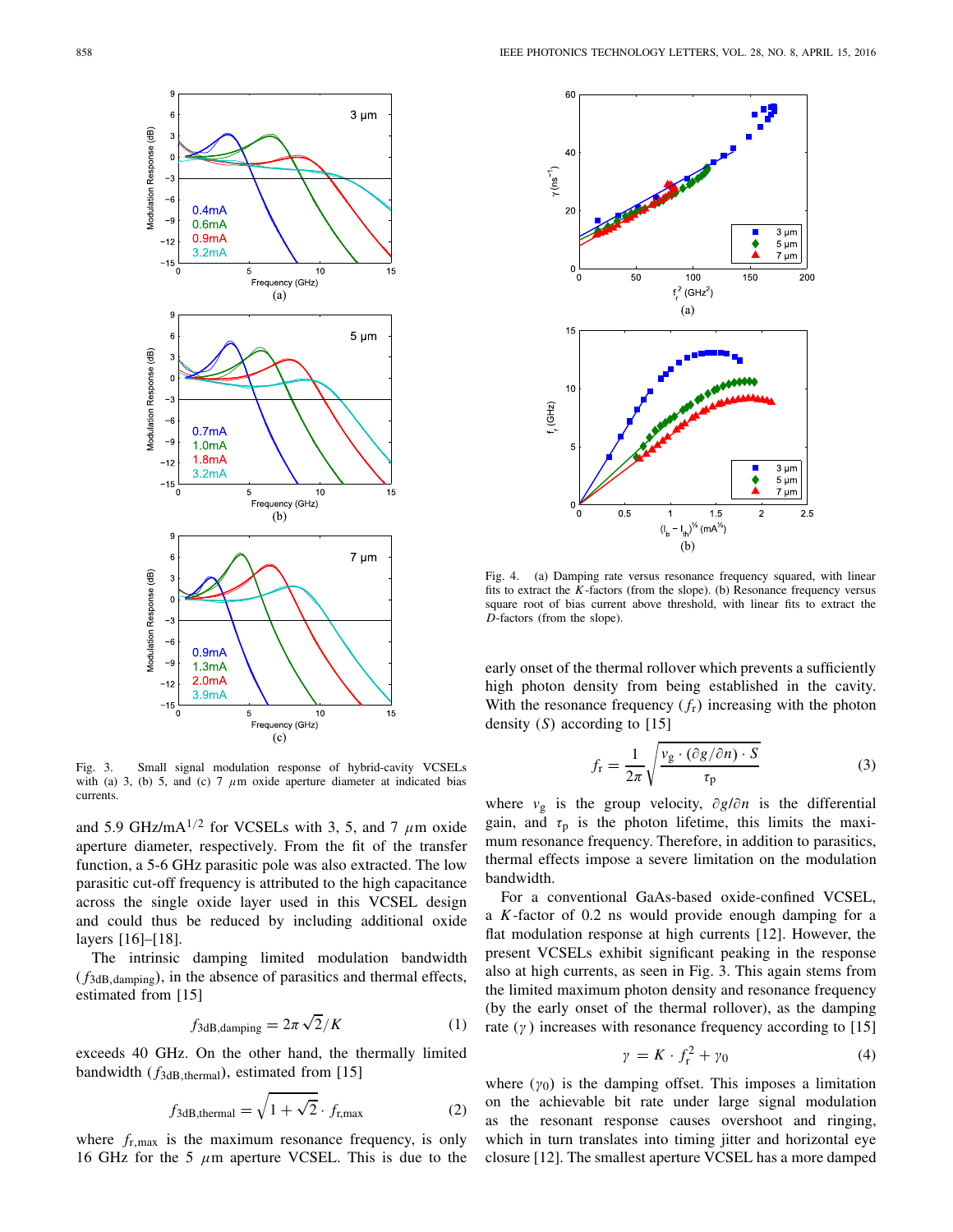Fig. 3. Small signal modulation response of hybrid-cavity VCSELs with (a) 3, (b) 5, and (c) 7 $\mu$m oxide aperture diameter at indicated bias currents.

and 5.9 GHz/mA$^{1/2}$ for VCSELs with 3, 5, and 7 $\mu$m oxide aperture diameter, respectively. From the fit of the transfer function, a 5-6 GHz parasitic pole was also extracted. The low parasitic cut-off frequency is attributed to the high capacitance across the single oxide layer used in this VCSEL design and could thus be reduced by including additional oxide layers [16]–[18].

The intrinsic damping limited modulation bandwidth ($f_{3dB,damping}$), in the absence of parasitics and thermal effects, estimated from [15]

$$f_{3dB,damping} = 2\pi\sqrt{2}/K \tag{1}$$

exceeds 40 GHz. On the other hand, the thermally limited bandwidth ($f_{3dB,thermal}$), estimated from [15]

$$f_{3dB,thermal} = \sqrt{1+\sqrt{2}} \cdot f_{r,max} \tag{2}$$

where $f_{r,max}$ is the maximum resonance frequency, is only 16 GHz for the 5 $\mu$m aperture VCSEL. This is due to the early onset of the thermal rollover which prevents a sufficiently high photon density from being established in the cavity. With the resonance frequency ($f_r$) increasing with the photon density ($S$) according to [15]

$$f_r = \frac{1}{2\pi}\sqrt{\frac{v_g \cdot (\partial g/\partial n) \cdot S}{\tau_p}} \tag{3}$$

where $v_g$ is the group velocity, $\partial g/\partial n$ is the differential gain, and $\tau_p$ is the photon lifetime, this limits the maximum resonance frequency. Therefore, in addition to parasitics, thermal effects impose a severe limitation on the modulation bandwidth.

Fig. 4. (a) Damping rate versus resonance frequency squared, with linear fits to extract the $K$-factors (from the slope). (b) Resonance frequency versus square root of bias current above threshold, with linear fits to extract the $D$-factors (from the slope).

For a conventional GaAs-based oxide-confined VCSEL, a $K$-factor of 0.2 ns would provide enough damping for a flat modulation response at high currents [12]. However, the present VCSELs exhibit significant peaking in the response also at high currents, as seen in Fig. 3. This again stems from the limited maximum photon density and resonance frequency (by the early onset of the thermal rollover), as the damping rate ($\gamma$) increases with resonance frequency according to [15]

$$\gamma = K \cdot f_r^2 + \gamma_0 \tag{4}$$

where ($\gamma_0$) is the damping offset. This imposes a limitation on the achievable bit rate under large signal modulation as the resonant response causes overshoot and ringing, which in turn translates into timing jitter and horizontal eye closure [12]. The smallest aperture VCSEL has a more damped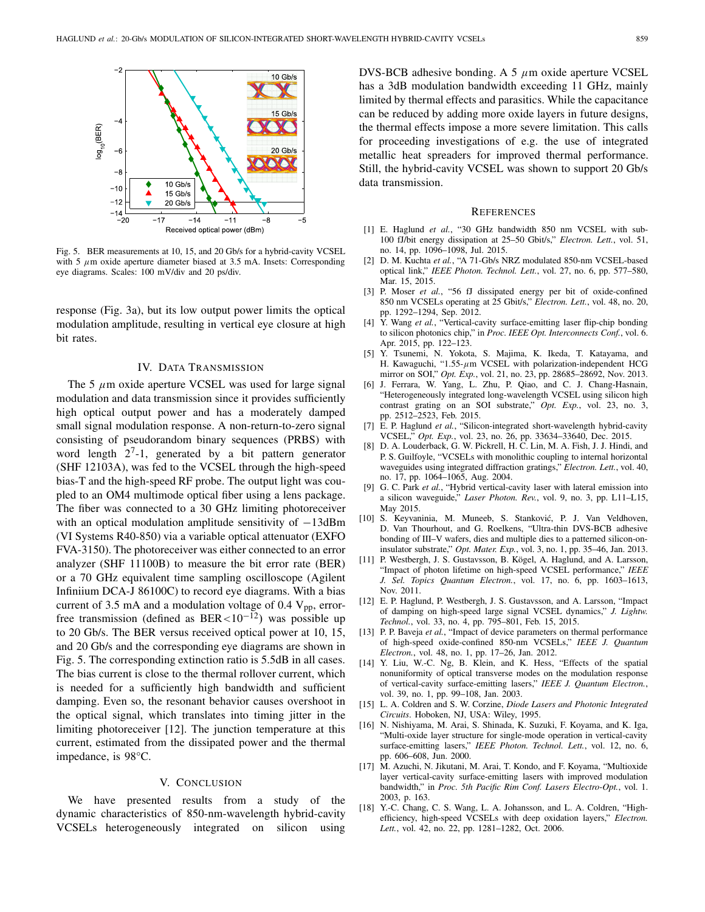−2
−4
−6
−8
−10
−12
−14
$\log_{10}$(BER)
−20 −17 −14 −11 −8 −5
Received optical power (dBm)
10 Gb/s
15 Gb/s
20 Gb/s
10 Gb/s
15 Gb/s
20 Gb/s

Fig. 5. BER measurements at 10, 15, and 20 Gb/s for a hybrid-cavity VCSEL with 5 $\mu$m oxide aperture diameter biased at 3.5 mA. Insets: Corresponding eye diagrams. Scales: 100 mV/div and 20 ps/div.

response (Fig. 3a), but its low output power limits the optical modulation amplitude, resulting in vertical eye closure at high bit rates.

## IV. Data Transmission

The 5 $\mu$m oxide aperture VCSEL was used for large signal modulation and data transmission since it provides sufficiently high optical output power and has a moderately damped small signal modulation response. A non-return-to-zero signal consisting of pseudorandom binary sequences (PRBS) with word length $2^7$-1, generated by a bit pattern generator (SHF 12103A), was fed to the VCSEL through the high-speed bias-T and the high-speed RF probe. The output light was coupled to an OM4 multimode optical fiber using a lens package. The fiber was connected to a 30 GHz limiting photoreceiver with an optical modulation amplitude sensitivity of −13dBm (VI Systems R40-850) via a variable optical attenuator (EXFO FVA-3150). The photoreceiver was either connected to an error analyzer (SHF 11100B) to measure the bit error rate (BER) or a 70 GHz equivalent time sampling oscilloscope (Agilent Infiniium DCA-J 86100C) to record eye diagrams. With a bias current of 3.5 mA and a modulation voltage of 0.4 $V_{pp}$, error-free transmission (defined as BER$<10^{-12}$) was possible up to 20 Gb/s. The BER versus received optical power at 10, 15, and 20 Gb/s and the corresponding eye diagrams are shown in Fig. 5. The corresponding extinction ratio is 5.5dB in all cases. The bias current is close to the thermal rollover current, which is needed for a sufficiently high bandwidth and sufficient damping. Even so, the resonant behavior causes overshoot in the optical signal, which translates into timing jitter in the limiting photoreceiver [12]. The junction temperature at this current, estimated from the dissipated power and the thermal impedance, is 98°C.

## V. Conclusion

We have presented results from a study of the dynamic characteristics of 850-nm-wavelength hybrid-cavity VCSELs heterogeneously integrated on silicon using DVS-BCB adhesive bonding. A 5 $\mu$m oxide aperture VCSEL has a 3dB modulation bandwidth exceeding 11 GHz, mainly limited by thermal effects and parasitics. While the capacitance can be reduced by adding more oxide layers in future designs, the thermal effects impose a more severe limitation. This calls for proceeding investigations of e.g. the use of integrated metallic heat spreaders for improved thermal performance. Still, the hybrid-cavity VCSEL was shown to support 20 Gb/s data transmission.

## References

[1] E. Haglund *et al.*, "30 GHz bandwidth 850 nm VCSEL with sub-100 fJ/bit energy dissipation at 25–50 Gbit/s," *Electron. Lett.*, vol. 51, no. 14, pp. 1096–1098, Jul. 2015.

[2] D. M. Kuchta *et al.*, "A 71-Gb/s NRZ modulated 850-nm VCSEL-based optical link," *IEEE Photon. Technol. Lett.*, vol. 27, no. 6, pp. 577–580, Mar. 15, 2015.

[3] P. Moser *et al.*, "56 fJ dissipated energy per bit of oxide-confined 850 nm VCSELs operating at 25 Gbit/s," *Electron. Lett.*, vol. 48, no. 20, pp. 1292–1294, Sep. 2012.

[4] Y. Wang *et al.*, "Vertical-cavity surface-emitting laser flip-chip bonding to silicon photonics chip," in *Proc. IEEE Opt. Interconnects Conf.*, vol. 6. Apr. 2015, pp. 122–123.

[5] Y. Tsunemi, N. Yokota, S. Majima, K. Ikeda, T. Katayama, and H. Kawaguchi, "1.55-$\mu$m VCSEL with polarization-independent HCG mirror on SOI," *Opt. Exp.*, vol. 21, no. 23, pp. 28685–28692, Nov. 2013.

[6] J. Ferrara, W. Yang, L. Zhu, P. Qiao, and C. J. Chang-Hasnain, "Heterogeneously integrated long-wavelength VCSEL using silicon high contrast grating on an SOI substrate," *Opt. Exp.*, vol. 23, no. 3, pp. 2512–2523, Feb. 2015.

[7] E. P. Haglund *et al.*, "Silicon-integrated short-wavelength hybrid-cavity VCSEL," *Opt. Exp.*, vol. 23, no. 26, pp. 33634–33640, Dec. 2015.

[8] D. A. Louderback, G. W. Pickrell, H. C. Lin, M. A. Fish, J. J. Hindi, and P. S. Guilfoyle, "VCSELs with monolithic coupling to internal horizontal waveguides using integrated diffraction gratings," *Electron. Lett.*, vol. 40, no. 17, pp. 1064–1065, Aug. 2004.

[9] G. C. Park *et al.*, "Hybrid vertical-cavity laser with lateral emission into a silicon waveguide," *Laser Photon. Rev.*, vol. 9, no. 3, pp. L11–L15, May 2015.

[10] S. Keyvaninia, M. Muneeb, S. Stanković, P. J. Van Veldhoven, D. Van Thourhout, and G. Roelkens, "Ultra-thin DVS-BCB adhesive bonding of III–V wafers, dies and multiple dies to a patterned silicon-on-insulator substrate," *Opt. Mater. Exp.*, vol. 3, no. 1, pp. 35–46, Jan. 2013.

[11] P. Westbergh, J. S. Gustavsson, B. Kögel, A. Haglund, and A. Larsson, "Impact of photon lifetime on high-speed VCSEL performance," *IEEE J. Sel. Topics Quantum Electron.*, vol. 17, no. 6, pp. 1603–1613, Nov. 2011.

[12] E. P. Haglund, P. Westbergh, J. S. Gustavsson, and A. Larsson, "Impact of damping on high-speed large signal VCSEL dynamics," *J. Lightw. Technol.*, vol. 33, no. 4, pp. 795–801, Feb. 15, 2015.

[13] P. P. Baveja *et al.*, "Impact of device parameters on thermal performance of high-speed oxide-confined 850-nm VCSELs," *IEEE J. Quantum Electron.*, vol. 48, no. 1, pp. 17–26, Jan. 2012.

[14] Y. Liu, W.-C. Ng, B. Klein, and K. Hess, "Effects of the spatial nonuniformity of optical transverse modes on the modulation response of vertical-cavity surface-emitting lasers," *IEEE J. Quantum Electron.*, vol. 39, no. 1, pp. 99–108, Jan. 2003.

[15] L. A. Coldren and S. W. Corzine, *Diode Lasers and Photonic Integrated Circuits*. Hoboken, NJ, USA: Wiley, 1995.

[16] N. Nishiyama, M. Arai, S. Shinada, K. Suzuki, F. Koyama, and K. Iga, "Multi-oxide layer structure for single-mode operation in vertical-cavity surface-emitting lasers," *IEEE Photon. Technol. Lett.*, vol. 12, no. 6, pp. 606–608, Jun. 2000.

[17] M. Azuchi, N. Jikutani, M. Arai, T. Kondo, and F. Koyama, "Multioxide layer vertical-cavity surface-emitting lasers with improved modulation bandwidth," in *Proc. 5th Pacific Rim Conf. Lasers Electro-Opt.*, vol. 1. 2003, p. 163.

[18] Y.-C. Chang, C. S. Wang, L. A. Johansson, and L. A. Coldren, "High-efficiency, high-speed VCSELs with deep oxidation layers," *Electron. Lett.*, vol. 42, no. 22, pp. 1281–1282, Oct. 2006.